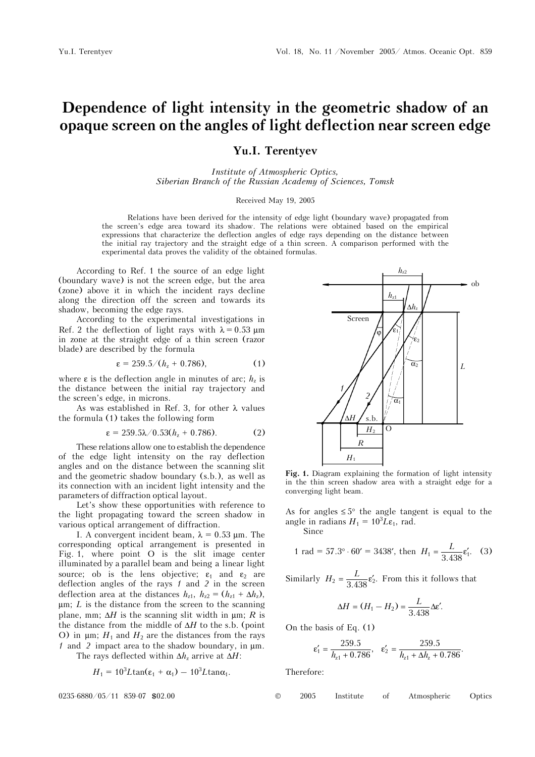# Dependence of light intensity in the geometric shadow of an opaque screen on the angles of light deflection near screen edge

## Yu.I. Terentyev

*Institute of Atmospheric Optics, Siberian Branch of the Russian Academy of Sciences, Tomsk*

Received May 19, 2005

Relations have been derived for the intensity of edge light (boundary wave) propagated from the screen's edge area toward its shadow. The relations were obtained based on the empirical expressions that characterize the deflection angles of edge rays depending on the distance between the initial ray trajectory and the straight edge of a thin screen. A comparison performed with the experimental data proves the validity of the obtained formulas.

According to Ref. 1 the source of an edge light (boundary wave) is not the screen edge, but the area (zone) above it in which the incident rays decline along the direction off the screen and towards its shadow, becoming the edge rays.

According to the experimental investigations in Ref. 2 the deflection of light rays with $\lambda = 0.53$ μm in zone at the straight edge of a thin screen (razor blade) are described by the formula

$$\varepsilon = 259.5/(h_z + 0.786), \quad (1)$$

where $\varepsilon$ is the deflection angle in minutes of arc; $h_z$ is the distance between the initial ray trajectory and the screen's edge, in microns.

As was established in Ref. 3, for other $\lambda$ values the formula (1) takes the following form

$$\varepsilon = 259.5\lambda/0.53(h_z + 0.786). \quad (2)$$

These relations allow one to establish the dependence of the edge light intensity on the ray deflection angles and on the distance between the scanning slit and the geometric shadow boundary (s.b.), as well as its connection with an incident light intensity and the parameters of diffraction optical layout.

Let's show these opportunities with reference to the light propagating toward the screen shadow in various optical arrangement of diffraction.

I. A convergent incident beam, $\lambda = 0.53$ μm. The corresponding optical arrangement is presented in Fig. 1, where point O is the slit image center illuminated by a parallel beam and being a linear light source; ob is the lens objective; $\varepsilon_1$ and $\varepsilon_2$ are deflection angles of the rays *1* and *2* in the screen deflection area at the distances $h_{z1}$, $h_{z2} = (h_{z1} + \Delta h_z)$, μm; $L$ is the distance from the screen to the scanning plane, mm; $\Delta H$ is the scanning slit width in μm; $R$ is the distance from the middle of $\Delta H$ to the s.b. (point O) in μm; $H_1$ and $H_2$ are the distances from the rays *1* and *2* impact area to the shadow boundary, in μm.

The rays deflected within $\Delta h_z$ arrive at $\Delta H$:

$$H_1 = 10^3 L\tan(\varepsilon_1 + \alpha_1) - 10^3 L\tan\alpha_1.$$

**Fig. 1.** Diagram explaining the formation of light intensity in the thin screen shadow area with a straight edge for a converging light beam.

As for angles $\leq 5°$ the angle tangent is equal to the angle in radians $H_1 = 10^3 L\varepsilon_1$, rad.

Since

$$1 \text{ rad} = 57.3° \cdot 60' = 3438', \text{ then } H_1 = \frac{L}{3.438}\varepsilon_1'. \quad (3)$$

Similarly $H_2 = \frac{L}{3.438}\varepsilon_2'$. From this it follows that

$$\Delta H = (H_1 - H_2) = \frac{L}{3.438}\Delta\varepsilon'.$$

On the basis of Eq. (1)

$$\varepsilon_1' = \frac{259.5}{h_{z1} + 0.786}, \quad \varepsilon_2' = \frac{259.5}{h_{z1} + \Delta h_z + 0.786}.$$

Therefore: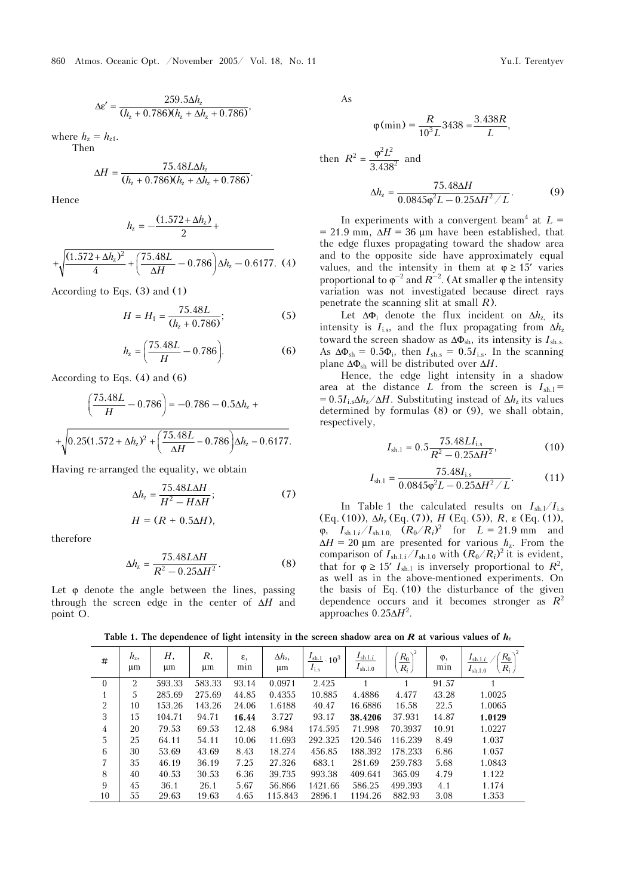$$\Delta\varepsilon' = \frac{259.5\Delta h_z}{(h_z + 0.786)(h_z + \Delta h_z + 0.786)},$$

where $h_z = h_{z1}$.

Then

$$\Delta H = \frac{75.48L\Delta h_z}{(h_z + 0.786)(h_z + \Delta h_z + 0.786)}.$$

Hence

$$h_z = -\frac{(1.572 + \Delta h_z)}{2} + \sqrt{\frac{(1.572+\Delta h_z)^2}{4} + \left(\frac{75.48L}{\Delta H} - 0.786\right)\Delta h_z - 0.6177}. \quad (4)$$

According to Eqs. (3) and (1)

$$H = H_1 = \frac{75.48L}{(h_z + 0.786)}; \quad (5)$$

$$h_z = \left(\frac{75.48L}{H} - 0.786\right). \quad (6)$$

According to Eqs. (4) and (6)

$$\left(\frac{75.48L}{H} - 0.786\right) = -0.786 - 0.5\Delta h_z + \sqrt{0.25(1.572 + \Delta h_z)^2 + \left(\frac{75.48L}{\Delta H} - 0.786\right)\Delta h_z - 0.6177}.$$

Having re-arranged the equality, we obtain

$$\Delta h_z = \frac{75.48L\Delta H}{H^2 - H\Delta H}; \quad (7)$$

$$H = (R + 0.5\Delta H),$$

therefore

$$\Delta h_z = \frac{75.48L\Delta H}{R^2 - 0.25\Delta H^2}. \quad (8)$$

Let $\varphi$ denote the angle between the lines, passing through the screen edge in the center of $\Delta H$ and point O.

As

$$\varphi(\text{min}) = \frac{R}{10^3 L}3438 = \frac{3.438R}{L},$$

then $R^2 = \dfrac{\varphi^2 L^2}{3.438^2}$ and

$$\Delta h_z = \frac{75.48\Delta H}{0.0845\varphi^2 L - 0.25\Delta H^2 / L}. \quad (9)$$

In experiments with a convergent beam[4] at $L = 21.9$ mm, $\Delta H = 36$ μm have been established, that the edge fluxes propagating toward the shadow area and to the opposite side have approximately equal values, and the intensity in them at $\varphi \geq 15'$ varies proportional to $\varphi^{-2}$ and $R^{-2}$. (At smaller $\varphi$ the intensity variation was not investigated because direct rays penetrate the scanning slit at small $R$).

Let $\Delta\Phi_i$ denote the flux incident on $\Delta h_z$, its intensity is $I_{i.s}$, and the flux propagating from $\Delta h_z$ toward the screen shadow as $\Delta\Phi_{sh}$, its intensity is $I_{sh.s}$. As $\Delta\Phi_{sh} = 0.5\Phi_i$, then $I_{sh.s} = 0.5I_{i.s}$. In the scanning plane $\Delta\Phi_{sh}$ will be distributed over $\Delta H$.

Hence, the edge light intensity in a shadow area at the distance $L$ from the screen is $I_{sh.1} = 0.5I_{i.s}\Delta h_z / \Delta H$. Substituting instead of $\Delta h_z$ its values determined by formulas (8) or (9), we shall obtain, respectively,

$$I_{sh.1} = 0.5\frac{75.48LI_{i.s}}{R^2 - 0.25\Delta H^2}, \quad (10)$$

$$I_{sh.1} = \frac{75.48I_{i.s}}{0.0845\varphi^2 L - 0.25\Delta H^2 / L}. \quad (11)$$

In Table 1 the calculated results on $I_{sh.1}/I_{i.s}$ (Eq. (10)), $\Delta h_z$ (Eq. (7)), $H$ (Eq. (5)), $R$, $\varepsilon$ (Eq. (1)), $\varphi$, $I_{sh.1.i}/I_{sh.1.0}$, $(R_0/R_i)^2$ for $L = 21.9$ mm and $\Delta H = 20$ μm are presented for various $h_z$. From the comparison of $I_{sh.1.i}/I_{sh.1.0}$ with $(R_0/R_i)^2$ it is evident, that for $\varphi \geq 15'$ $I_{sh.1}$ is inversely proportional to $R^2$, as well as in the above-mentioned experiments. On the basis of Eq. (10) the disturbance of the given dependence occurs and it becomes stronger as $R^2$ approaches $0.25\Delta H^2$.

**Table 1. The dependence of light intensity in the screen shadow area on $R$ at various values of $h_z$**

| # | $h_z$, μm | $H$, μm | $R$, μm | $\varepsilon$, min | $\Delta h_z$, μm | $\frac{I_{sh.1}}{I_{i.s}} \cdot 10^3$ | $\frac{I_{sh.1.i}}{I_{sh.1.0}}$ | $\left(\frac{R_0}{R_i}\right)^2$ | $\varphi$, min | $\frac{I_{sh.1.i}}{I_{sh.1.0}} / \left(\frac{R_0}{R_i}\right)^2$ |
|---|---|---|---|---|---|---|---|---|---|---|
| 0 | 2 | 593.33 | 583.33 | 93.14 | 0.0971 | 2.425 | 1 | 1 | 91.57 | 1 |
| 1 | 5 | 285.69 | 275.69 | 44.85 | 0.4355 | 10.885 | 4.4886 | 4.477 | 43.28 | 1.0025 |
| 2 | 10 | 153.26 | 143.26 | 24.06 | 1.6188 | 40.47 | 16.6886 | 16.58 | 22.5 | 1.0065 |
| 3 | 15 | 104.71 | 94.71 | **16.44** | 3.727 | 93.17 | **38.4206** | 37.931 | 14.87 | **1.0129** |
| 4 | 20 | 79.53 | 69.53 | 12.48 | 6.984 | 174.595 | 71.998 | 70.3937 | 10.91 | 1.0227 |
| 5 | 25 | 64.11 | 54.11 | 10.06 | 11.693 | 292.325 | 120.546 | 116.239 | 8.49 | 1.037 |
| 6 | 30 | 53.69 | 43.69 | 8.43 | 18.274 | 456.85 | 188.392 | 178.233 | 6.86 | 1.057 |
| 7 | 35 | 46.19 | 36.19 | 7.25 | 27.326 | 683.1 | 281.69 | 259.783 | 5.68 | 1.0843 |
| 8 | 40 | 40.53 | 30.53 | 6.36 | 39.735 | 993.38 | 409.641 | 365.09 | 4.79 | 1.122 |
| 9 | 45 | 36.1 | 26.1 | 5.67 | 56.866 | 1421.66 | 586.25 | 499.393 | 4.1 | 1.174 |
| 10 | 55 | 29.63 | 19.63 | 4.65 | 115.843 | 2896.1 | 1194.26 | 882.93 | 3.08 | 1.353 |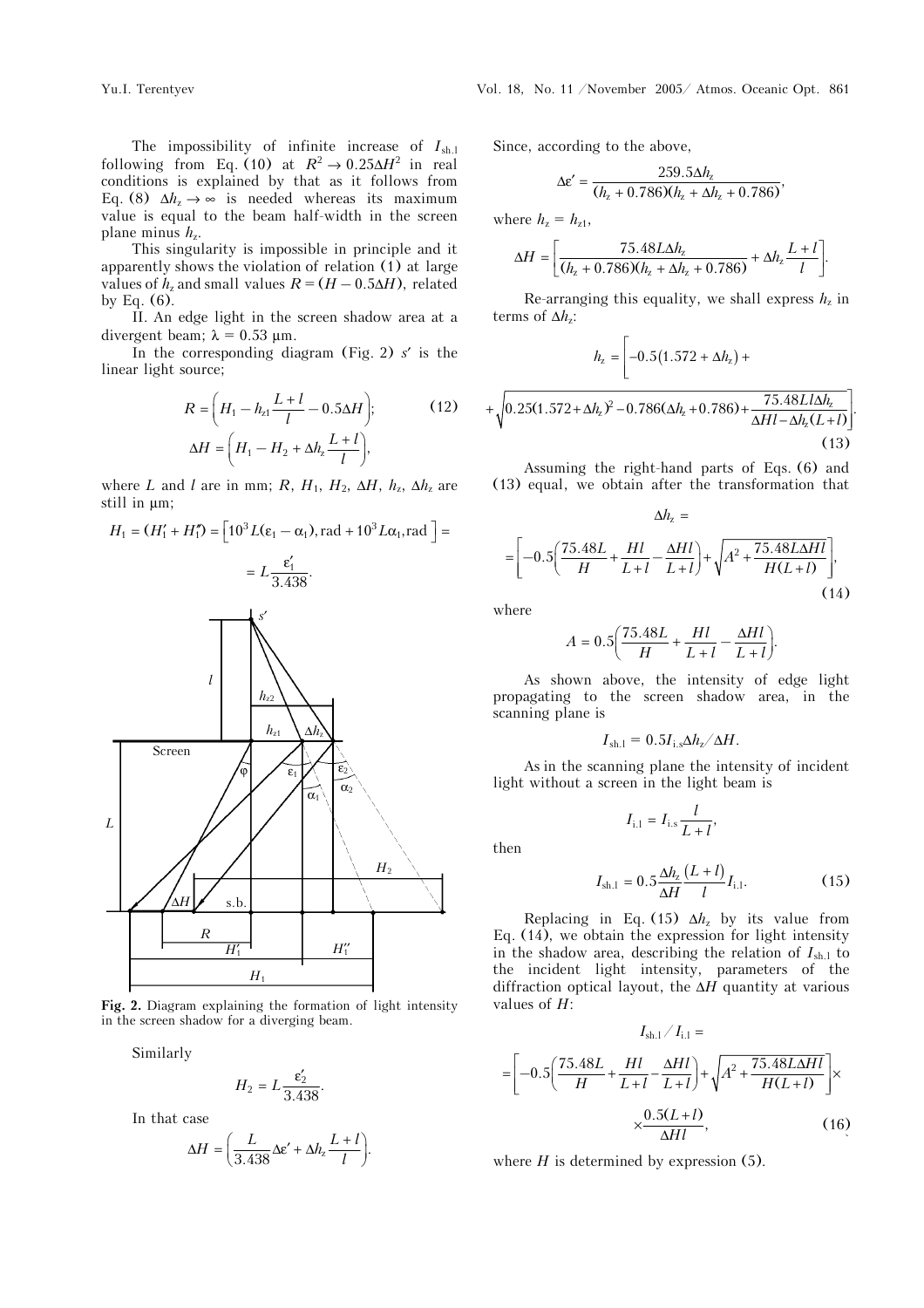The impossibility of infinite increase of $I_{sh.l}$ following from Eq. (10) at $R^2 \to 0.25\Delta H^2$ in real conditions is explained by that as it follows from Eq. (8) $\Delta h_z \to \infty$ is needed whereas its maximum value is equal to the beam half-width in the screen plane minus $h_z$.

This singularity is impossible in principle and it apparently shows the violation of relation (1) at large values of $h_z$ and small values $R = (H - 0.5\Delta H)$, related by Eq. (6).

II. An edge light in the screen shadow area at a divergent beam; $\lambda = 0.53$ μm.

In the corresponding diagram (Fig. 2) $s'$ is the linear light source;

$$R = \left(H_1 - h_{z1}\frac{L+l}{l} - 0.5\Delta H\right); \tag{12}$$

$$\Delta H = \left(H_1 - H_2 + \Delta h_z \frac{L+l}{l}\right),$$

where $L$ and $l$ are in mm; $R$, $H_1$, $H_2$, $\Delta H$, $h_z$, $\Delta h_z$ are still in μm;

$$H_1 = (H_1' + H_1'') = \left[10^3 L(\varepsilon_1 - \alpha_1), \text{rad} + 10^3 L\alpha_1, \text{rad}\right] = L\frac{\varepsilon_1'}{3.438}.$$

**Fig. 2.** Diagram explaining the formation of light intensity in the screen shadow for a diverging beam.

Similarly

$$H_2 = L\frac{\varepsilon_2'}{3.438}.$$

In that case

$$\Delta H = \left(\frac{L}{3.438}\Delta\varepsilon' + \Delta h_z \frac{L+l}{l}\right).$$

Since, according to the above,

$$\Delta\varepsilon' = \frac{259.5\Delta h_z}{(h_z + 0.786)(h_z + \Delta h_z + 0.786)},$$

where $h_z = h_{z1}$,

$$\Delta H = \left[\frac{75.48L\Delta h_z}{(h_z + 0.786)(h_z + \Delta h_z + 0.786)} + \Delta h_z \frac{L+l}{l}\right].$$

Re-arranging this equality, we shall express $h_z$ in terms of $\Delta h_z$:

$$h_z = \left[-0.5(1.572 + \Delta h_z) + \sqrt{0.25(1.572 + \Delta h_z)^2 - 0.786(\Delta h_z + 0.786) + \frac{75.48Ll\Delta h_z}{\Delta Hl - \Delta h_z(L+l)}}\right]. \tag{13}$$

Assuming the right-hand parts of Eqs. (6) and (13) equal, we obtain after the transformation that

$$\Delta h_z = \left[-0.5\left(\frac{75.48L}{H} + \frac{Hl}{L+l} - \frac{\Delta Hl}{L+l}\right) + \sqrt{A^2 + \frac{75.48L\Delta Hl}{H(L+l)}}\right], \tag{14}$$

where

$$A = 0.5\left(\frac{75.48L}{H} + \frac{Hl}{L+l} - \frac{\Delta Hl}{L+l}\right).$$

As shown above, the intensity of edge light propagating to the screen shadow area, in the scanning plane is

$$I_{sh.l} = 0.5 I_{i.s}\Delta h_z / \Delta H.$$

As in the scanning plane the intensity of incident light without a screen in the light beam is

$$I_{i.l} = I_{i.s}\frac{l}{L+l},$$

then

$$I_{sh.l} = 0.5\frac{\Delta h_z}{\Delta H}\frac{(L+l)}{l} I_{i.l}. \tag{15}$$

Replacing in Eq. (15) $\Delta h_z$ by its value from Eq. (14), we obtain the expression for light intensity in the shadow area, describing the relation of $I_{sh.l}$ to the incident light intensity, parameters of the diffraction optical layout, the $\Delta H$ quantity at various values of $H$:

$$I_{sh.l}/I_{i.l} = \left[-0.5\left(\frac{75.48L}{H} + \frac{Hl}{L+l} - \frac{\Delta Hl}{L+l}\right) + \sqrt{A^2 + \frac{75.48L\Delta Hl}{H(L+l)}}\right] \times \frac{0.5(L+l)}{\Delta Hl}, \tag{16}$$

where $H$ is determined by expression (5).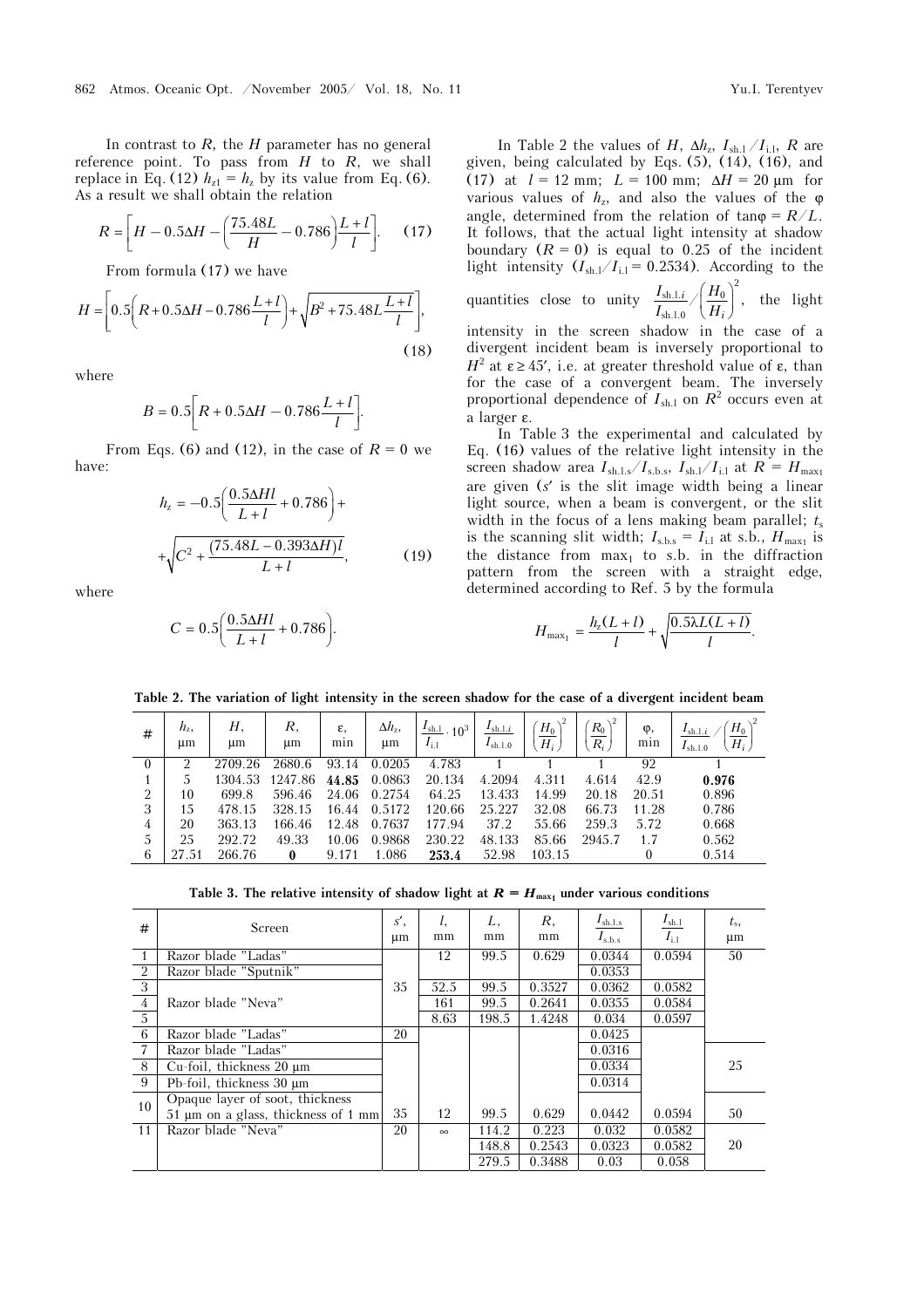In contrast to $R$, the $H$ parameter has no general reference point. To pass from $H$ to $R$, we shall replace in Eq. (12) $h_{z1} = h_z$ by its value from Eq. (6). As a result we shall obtain the relation

$$R = \left[H - 0.5\Delta H - \left(\frac{75.48L}{H} - 0.786\right)\frac{L+l}{l}\right]. \quad (17)$$

From formula (17) we have

$$H = \left[0.5\left(R + 0.5\Delta H - 0.786\frac{L+l}{l}\right) + \sqrt{B^2 + 75.48L\frac{L+l}{l}}\right], \quad (18)$$

where

$$B = 0.5\left[R + 0.5\Delta H - 0.786\frac{L+l}{l}\right].$$

From Eqs. (6) and (12), in the case of $R = 0$ we have:

$$h_z = -0.5\left(\frac{0.5\Delta Hl}{L+l} + 0.786\right) + \sqrt{C^2 + \frac{(75.48L - 0.393\Delta H)l}{L+l}}, \quad (19)$$

where

$$C = 0.5\left(\frac{0.5\Delta Hl}{L+l} + 0.786\right).$$

In Table 2 the values of $H$, $\Delta h_z$, $I_{\text{sh.l}}/I_{\text{i.l}}$, $R$ are given, being calculated by Eqs. (5), (14), (16), and (17) at $l = 12$ mm; $L = 100$ mm; $\Delta H = 20$ μm for various values of $h_z$, and also the values of the φ angle, determined from the relation of $\tan\varphi = R/L$. It follows, that the actual light intensity at shadow boundary ($R = 0$) is equal to 0.25 of the incident light intensity ($I_{\text{sh.l}}/I_{\text{i.l}} = 0.2534$). According to the quantities close to unity $\frac{I_{\text{sh.l.}i}}{I_{\text{sh.l.0}}} \Big/ \left(\frac{H_0}{H_i}\right)^2$, the light intensity in the screen shadow in the case of a divergent incident beam is inversely proportional to $H^2$ at $\varepsilon \geq 45'$, i.e. at greater threshold value of ε, than for the case of a convergent beam. The inversely proportional dependence of $I_{\text{sh.l}}$ on $R^2$ occurs even at a larger ε.

In Table 3 the experimental and calculated by Eq. (16) values of the relative light intensity in the screen shadow area $I_{\text{sh.l.s}}/I_{\text{s.b.s}}$, $I_{\text{sh.l}}/I_{\text{i.l}}$ at $R = H_{\max_1}$ are given ($s'$ is the slit image width being a linear light source, when a beam is convergent, or the slit width in the focus of a lens making beam parallel; $t_s$ is the scanning slit width; $I_{\text{s.b.s}} = I_{\text{i.l}}$ at s.b., $H_{\max_1}$ is the distance from $\max_1$ to s.b. in the diffraction pattern from the screen with a straight edge, determined according to Ref. 5 by the formula

$$H_{\max_1} = \frac{h_z(L+l)}{l} + \sqrt{\frac{0.5\lambda L(L+l)}{l}}.$$

**Table 2. The variation of light intensity in the screen shadow for the case of a divergent incident beam**

| # | $h_z$, μm | $H$, μm | $R$, μm | ε, min | $\Delta h_z$, μm | $\frac{I_{\text{sh.l}}}{I_{\text{i.l}}}\cdot 10^3$ | $\frac{I_{\text{sh.l.}i}}{I_{\text{sh.l.0}}}$ | $\left(\frac{H_0}{H_i}\right)^2$ | $\left(\frac{R_0}{R_i}\right)^2$ | φ, min | $\frac{I_{\text{sh.l.}i}}{I_{\text{sh.l.0}}} \Big/ \left(\frac{H_0}{H_i}\right)^2$ |
|---|---|---|---|---|---|---|---|---|---|---|---|
| 0 | 2 | 2709.26 | 2680.6 | 93.14 | 0.0205 | 4.783 | 1 | 1 | 1 | 92 | 1 |
| 1 | 5 | 1304.53 | 1247.86 | **44.85** | 0.0863 | 20.134 | 4.2094 | 4.311 | 4.614 | 42.9 | **0.976** |
| 2 | 10 | 699.8 | 596.46 | 24.06 | 0.2754 | 64.25 | 13.433 | 14.99 | 20.18 | 20.51 | 0.896 |
| 3 | 15 | 478.15 | 328.15 | 16.44 | 0.5172 | 120.66 | 25.227 | 32.08 | 66.73 | 11.28 | 0.786 |
| 4 | 20 | 363.13 | 166.46 | 12.48 | 0.7637 | 177.94 | 37.2 | 55.66 | 259.3 | 5.72 | 0.668 |
| 5 | 25 | 292.72 | 49.33 | 10.06 | 0.9868 | 230.22 | 48.133 | 85.66 | 2945.7 | 1.7 | 0.562 |
| 6 | 27.51 | 266.76 | **0** | 9.171 | 1.086 | **253.4** | 52.98 | 103.15 | | 0 | 0.514 |

**Table 3. The relative intensity of shadow light at $R = H_{\max_1}$ under various conditions**

| # | Screen | $s'$, μm | $l$, mm | $L$, mm | $R$, mm | $\frac{I_{\text{sh.l.s}}}{I_{\text{s.b.s}}}$ | $\frac{I_{\text{sh.l}}}{I_{\text{i.l}}}$ | $t_s$, μm |
|---|---|---|---|---|---|---|---|---|
| 1 | Razor blade "Ladas" | 35 | 12 | 99.5 | 0.629 | 0.0344 | 0.0594 | 50 |
| 2 | Razor blade "Sputnik" | | | | | 0.0353 | | |
| 3 | Razor blade "Neva" | | 52.5 | 99.5 | 0.3527 | 0.0362 | 0.0582 | |
| 4 | | | 161 | 99.5 | 0.2641 | 0.0355 | 0.0584 | |
| 5 | | | 8.63 | 198.5 | 1.4248 | 0.034 | 0.0597 | |
| 6 | Razor blade "Ladas" | 20 | | | | 0.0425 | | |
| 7 | Razor blade "Ladas" | | | | | 0.0316 | | 25 |
| 8 | Cu-foil, thickness 20 μm | | | | | 0.0334 | | |
| 9 | Pb-foil, thickness 30 μm | | | | | 0.0314 | | |
| 10 | Opaque layer of soot, thickness 51 μm on a glass, thickness of 1 mm | 35 | 12 | 99.5 | 0.629 | 0.0442 | 0.0594 | 50 |
| 11 | Razor blade "Neva" | 20 | ∞ | 114.2 | 0.223 | 0.032 | 0.0582 | 20 |
| | | | | 148.8 | 0.2543 | 0.0323 | 0.0582 | |
| | | | | 279.5 | 0.3488 | 0.03 | 0.058 | |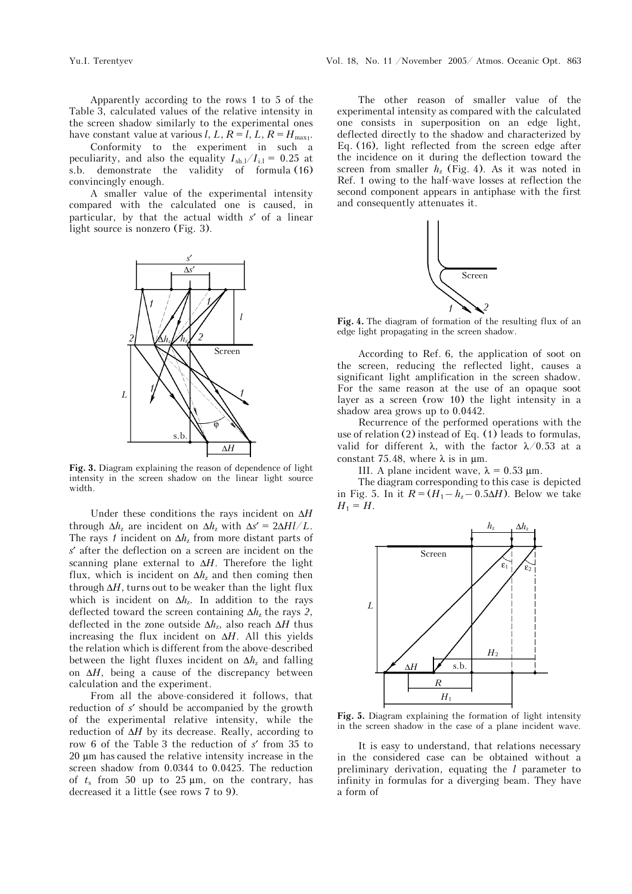Apparently according to the rows 1 to 5 of the Table 3, calculated values of the relative intensity in the screen shadow similarly to the experimental ones have constant value at various $l$, $L$, $R = l$, $L$, $R = H_{\max 1}$.

Conformity to the experiment in such a peculiarity, and also the equality $I_{\text{sh.l}}/I_{\text{i.l}} = 0.25$ at s.b. demonstrate the validity of formula (16) convincingly enough.

A smaller value of the experimental intensity compared with the calculated one is caused, in particular, by that the actual width $s'$ of a linear light source is nonzero (Fig. 3).

**Fig. 3.** Diagram explaining the reason of dependence of light intensity in the screen shadow on the linear light source width.

Under these conditions the rays incident on $\Delta H$ through $\Delta h_z$ are incident on $\Delta h_z$ with $\Delta s' = 2\Delta H l/L$. The rays *1* incident on $\Delta h_z$ from more distant parts of $s'$ after the deflection on a screen are incident on the scanning plane external to $\Delta H$. Therefore the light flux, which is incident on $\Delta h_z$ and then coming then through $\Delta H$, turns out to be weaker than the light flux which is incident on $\Delta h_z$. In addition to the rays deflected toward the screen containing $\Delta h_z$ the rays *2*, deflected in the zone outside $\Delta h_z$, also reach $\Delta H$ thus increasing the flux incident on $\Delta H$. All this yields the relation which is different from the above-described between the light fluxes incident on $\Delta h_z$ and falling on $\Delta H$, being a cause of the discrepancy between calculation and the experiment.

From all the above-considered it follows, that reduction of $s'$ should be accompanied by the growth of the experimental relative intensity, while the reduction of $\Delta H$ by its decrease. Really, according to row 6 of the Table 3 the reduction of $s'$ from 35 to 20 μm has caused the relative intensity increase in the screen shadow from 0.0344 to 0.0425. The reduction of $t_s$ from 50 up to 25 μm, on the contrary, has decreased it a little (see rows 7 to 9).

The other reason of smaller value of the experimental intensity as compared with the calculated one consists in superposition on an edge light, deflected directly to the shadow and characterized by Eq. (16), light reflected from the screen edge after the incidence on it during the deflection toward the screen from smaller $h_z$ (Fig. 4). As it was noted in Ref. 1 owing to the half-wave losses at reflection the second component appears in antiphase with the first and consequently attenuates it.

**Fig. 4.** The diagram of formation of the resulting flux of an edge light propagating in the screen shadow.

According to Ref. 6, the application of soot on the screen, reducing the reflected light, causes a significant light amplification in the screen shadow. For the same reason at the use of an opaque soot layer as a screen (row 10) the light intensity in a shadow area grows up to 0.0442.

Recurrence of the performed operations with the use of relation (2) instead of Eq. (1) leads to formulas, valid for different λ, with the factor $\lambda/0.53$ at a constant 75.48, where λ is in μm.

III. A plane incident wave, $\lambda = 0.53$ μm.

The diagram corresponding to this case is depicted in Fig. 5. In it $R = (H_1 - h_z - 0.5\Delta H)$. Below we take $H_1 = H$.

**Fig. 5.** Diagram explaining the formation of light intensity in the screen shadow in the case of a plane incident wave.

It is easy to understand, that relations necessary in the considered case can be obtained without a preliminary derivation, equating the $l$ parameter to infinity in formulas for a diverging beam. They have a form of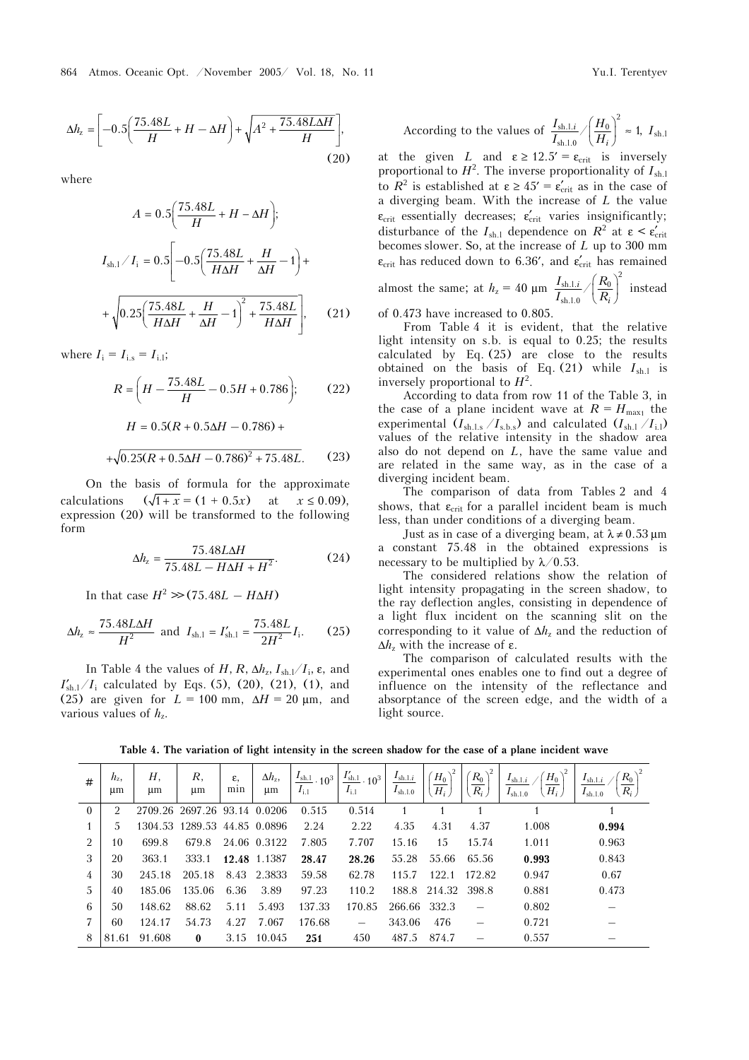$$\Delta h_z = \left[-0.5\left(\frac{75.48L}{H} + H - \Delta H\right) + \sqrt{A^2 + \frac{75.48L\Delta H}{H}}\right], \quad (20)$$

where

$$A = 0.5\left(\frac{75.48L}{H} + H - \Delta H\right);$$

$$I_{\text{sh.l}}/I_{\text{i}} = 0.5\left[-0.5\left(\frac{75.48L}{H\Delta H} + \frac{H}{\Delta H} - 1\right) + \sqrt{0.25\left(\frac{75.48L}{H\Delta H} + \frac{H}{\Delta H} - 1\right)^2 + \frac{75.48L}{H\Delta H}}\right], \quad (21)$$

where $I_{\text{i}} = I_{\text{i.s}} = I_{\text{i.l}}$;

$$R = \left(H - \frac{75.48L}{H} - 0.5H + 0.786\right); \quad (22)$$

$$H = 0.5(R + 0.5\Delta H - 0.786) + \sqrt{0.25(R + 0.5\Delta H - 0.786)^2 + 75.48L}. \quad (23)$$

On the basis of formula for the approximate calculations $(\sqrt{1+x} = (1 + 0.5x)$ at $x \le 0.09)$, expression (20) will be transformed to the following form

$$\Delta h_z = \frac{75.48L\Delta H}{75.48L - H\Delta H + H^2}. \quad (24)$$

In that case $H^2 \gg (75.48L - H\Delta H)$

$$\Delta h_z \approx \frac{75.48L\Delta H}{H^2} \text{ and } I_{\text{sh.l}} = I'_{\text{sh.l}} = \frac{75.48L}{2H^2}I_{\text{i}}. \quad (25)$$

In Table 4 the values of $H$, $R$, $\Delta h_z$, $I_{\text{sh.l}}/I_{\text{i}}$, $\varepsilon$, and $I'_{\text{sh.l}}/I_{\text{i}}$ calculated by Eqs. (5), (20), (21), (1), and (25) are given for $L$ = 100 mm, $\Delta H$ = 20 μm, and various values of $h_z$.

According to the values of $\frac{I_{\text{sh.l}.i}}{I_{\text{sh.l.0}}} \Big/ \left(\frac{H_0}{H_i}\right)^2 \approx 1$, $I_{\text{sh.l}}$ at the given $L$ and $\varepsilon \ge 12.5' = \varepsilon_{\text{crit}}$ is inversely proportional to $H^2$. The inverse proportionality of $I_{\text{sh.l}}$ to $R^2$ is established at $\varepsilon \ge 45' = \varepsilon'_{\text{crit}}$ as in the case of a diverging beam. With the increase of $L$ the value $\varepsilon_{\text{crit}}$ essentially decreases; $\varepsilon'_{\text{crit}}$ varies insignificantly; disturbance of the $I_{\text{sh.l}}$ dependence on $R^2$ at $\varepsilon < \varepsilon'_{\text{crit}}$ becomes slower. So, at the increase of $L$ up to 300 mm $\varepsilon_{\text{crit}}$ has reduced down to 6.36′, and $\varepsilon'_{\text{crit}}$ has remained almost the same; at $h_z$ = 40 μm $\frac{I_{\text{sh.l}.i}}{I_{\text{sh.l.0}}} \Big/ \left(\frac{R_0}{R_i}\right)^2$ instead of 0.473 have increased to 0.805.

From Table 4 it is evident, that the relative light intensity on s.b. is equal to 0.25; the results calculated by Eq. (25) are close to the results obtained on the basis of Eq. (21) while $I_{\text{sh.l}}$ is inversely proportional to $H^2$.

According to data from row 11 of the Table 3, in the case of a plane incident wave at $R = H_{\max 1}$ the experimental $(I_{\text{sh.l.s}}/I_{\text{s.b.s}})$ and calculated $(I_{\text{sh.l}}/I_{\text{i.l}})$ values of the relative intensity in the shadow area also do not depend on $L$, have the same value and are related in the same way, as in the case of a diverging incident beam.

The comparison of data from Tables 2 and 4 shows, that $\varepsilon_{\text{crit}}$ for a parallel incident beam is much less, than under conditions of a diverging beam.

Just as in case of a diverging beam, at $\lambda \ne 0.53$ μm a constant 75.48 in the obtained expressions is necessary to be multiplied by $\lambda/0.53$.

The considered relations show the relation of light intensity propagating in the screen shadow, to the ray deflection angles, consisting in dependence of a light flux incident on the scanning slit on the corresponding to it value of $\Delta h_z$ and the reduction of $\Delta h_z$ with the increase of $\varepsilon$.

The comparison of calculated results with the experimental ones enables one to find out a degree of influence on the intensity of the reflectance and absorptance of the screen edge, and the width of a light source.

**Table 4. The variation of light intensity in the screen shadow for the case of a plane incident wave**

| # | $h_z$, μm | $H$, μm | $R$, μm | $\varepsilon$, min | $\Delta h_z$, μm | $\frac{I_{\text{sh.l}}}{I_{\text{i.l}}}\cdot 10^3$ | $\frac{I'_{\text{sh.l}}}{I_{\text{i.l}}}\cdot 10^3$ | $\frac{I_{\text{sh.l}.i}}{I_{\text{sh.l.0}}}$ | $\left(\frac{H_0}{H_i}\right)^2$ | $\left(\frac{R_0}{R_i}\right)^2$ | $\frac{I_{\text{sh.l}.i}}{I_{\text{sh.l.0}}} \Big/ \left(\frac{H_0}{H_i}\right)^2$ | $\frac{I_{\text{sh.l}.i}}{I_{\text{sh.l.0}}} \Big/ \left(\frac{R_0}{R_i}\right)^2$ |
|---|---|---|---|---|---|---|---|---|---|---|---|---|
| 0 | 2 | 2709.26 | 2697.26 | 93.14 | 0.0206 | 0.515 | 0.514 | 1 | 1 | 1 | 1 | 1 |
| 1 | 5 | 1304.53 | 1289.53 | 44.85 | 0.0896 | 2.24 | 2.22 | 4.35 | 4.31 | 4.37 | 1.008 | **0.994** |
| 2 | 10 | 699.8 | 679.8 | 24.06 | 0.3122 | 7.805 | 7.707 | 15.16 | 15 | 15.74 | 1.011 | 0.963 |
| 3 | 20 | 363.1 | 333.1 | **12.48** | 1.1387 | **28.47** | **28.26** | 55.28 | 55.66 | 65.56 | **0.993** | 0.843 |
| 4 | 30 | 245.18 | 205.18 | 8.43 | 2.3833 | 59.58 | 62.78 | 115.7 | 122.1 | 172.82 | 0.947 | 0.67 |
| 5 | 40 | 185.06 | 135.06 | 6.36 | 3.89 | 97.23 | 110.2 | 188.8 | 214.32 | 398.8 | 0.881 | 0.473 |
| 6 | 50 | 148.62 | 88.62 | 5.11 | 5.493 | 137.33 | 170.85 | 266.66 | 332.3 | – | 0.802 | – |
| 7 | 60 | 124.17 | 54.73 | 4.27 | 7.067 | 176.68 | – | 343.06 | 476 | – | 0.721 | – |
| 8 | 81.61 | 91.608 | **0** | 3.15 | 10.045 | **251** | 450 | 487.5 | 874.7 | – | 0.557 | – |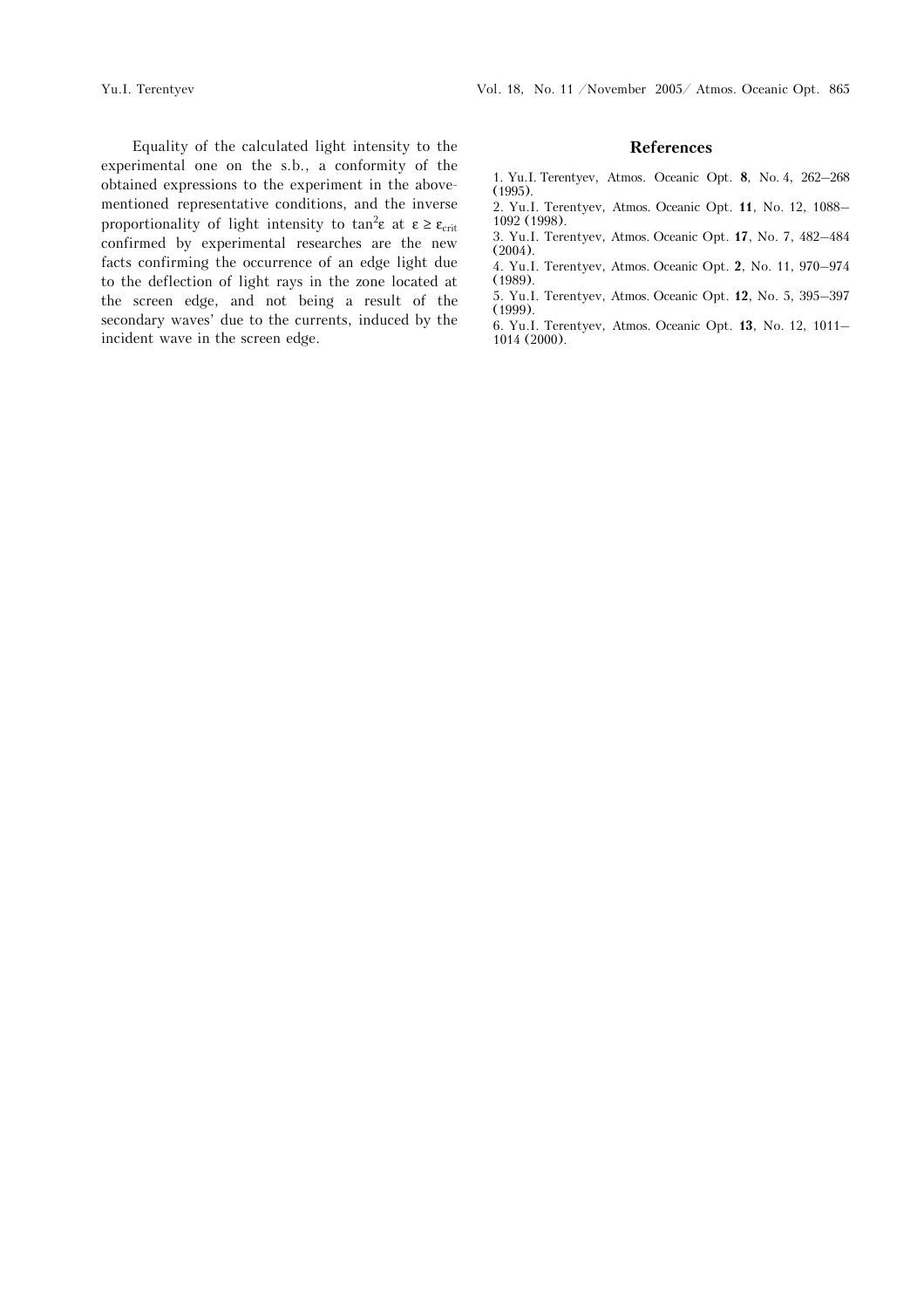Equality of the calculated light intensity to the experimental one on the s.b., a conformity of the obtained expressions to the experiment in the above-mentioned representative conditions, and the inverse proportionality of light intensity to $\tan^2\varepsilon$ at $\varepsilon \geq \varepsilon_{crit}$ confirmed by experimental researches are the new facts confirming the occurrence of an edge light due to the deflection of light rays in the zone located at the screen edge, and not being a result of the secondary waves' due to the currents, induced by the incident wave in the screen edge.

## References

1. Yu.I. Terentyev, Atmos. Oceanic Opt. **8**, No. 4, 262–268 (1995).
2. Yu.I. Terentyev, Atmos. Oceanic Opt. **11**, No. 12, 1088–1092 (1998).
3. Yu.I. Terentyev, Atmos. Oceanic Opt. **17**, No. 7, 482–484 (2004).
4. Yu.I. Terentyev, Atmos. Oceanic Opt. **2**, No. 11, 970–974 (1989).
5. Yu.I. Terentyev, Atmos. Oceanic Opt. **12**, No. 5, 395–397 (1999).
6. Yu.I. Terentyev, Atmos. Oceanic Opt. **13**, No. 12, 1011–1014 (2000).